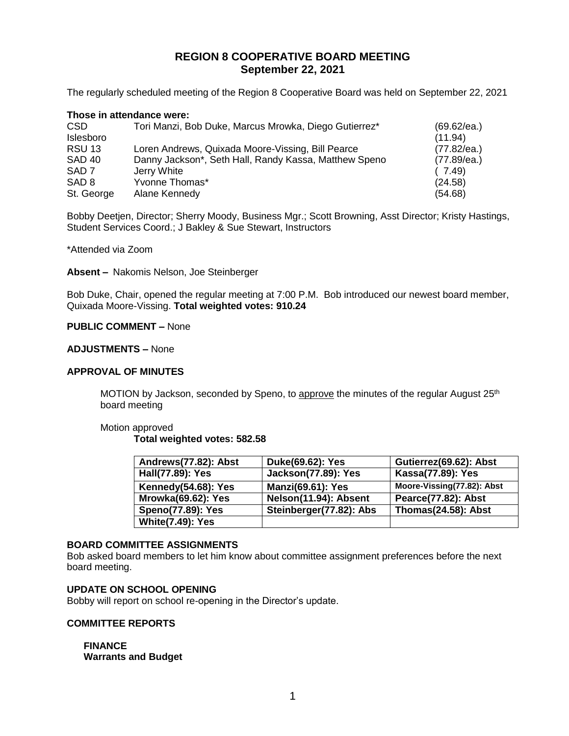# REGION 8 COOPERATIVE BOARD MEETING
## September 22, 2021

The regularly scheduled meeting of the Region 8 Cooperative Board was held on September 22, 2021

**Those in attendance were:**

| | | |
|---|---|---|
| CSD | Tori Manzi, Bob Duke, Marcus Mrowka, Diego Gutierrez* | (69.62/ea.) |
| Islesboro | | (11.94) |
| RSU 13 | Loren Andrews, Quixada Moore-Vissing, Bill Pearce | (77.82/ea.) |
| SAD 40 | Danny Jackson*, Seth Hall, Randy Kassa, Matthew Speno | (77.89/ea.) |
| SAD 7 | Jerry White | ( 7.49) |
| SAD 8 | Yvonne Thomas* | (24.58) |
| St. George | Alane Kennedy | (54.68) |

Bobby Deetjen, Director; Sherry Moody, Business Mgr.; Scott Browning, Asst Director; Kristy Hastings, Student Services Coord.; J Bakley & Sue Stewart, Instructors

*Attended via Zoom

**Absent –** Nakomis Nelson, Joe Steinberger

Bob Duke, Chair, opened the regular meeting at 7:00 P.M. Bob introduced our newest board member, Quixada Moore-Vissing. **Total weighted votes: 910.24**

**PUBLIC COMMENT –** None

**ADJUSTMENTS –** None

**APPROVAL OF MINUTES**

MOTION by Jackson, seconded by Speno, to approve the minutes of the regular August 25th board meeting

Motion approved

**Total weighted votes: 582.58**

| | | |
|---|---|---|
| **Andrews(77.82): Abst** | **Duke(69.62): Yes** | **Gutierrez(69.62): Abst** |
| **Hall(77.89): Yes** | **Jackson(77.89): Yes** | **Kassa(77.89): Yes** |
| **Kennedy(54.68): Yes** | **Manzi(69.61): Yes** | **Moore-Vissing(77.82): Abst** |
| **Mrowka(69.62): Yes** | **Nelson(11.94): Absent** | **Pearce(77.82): Abst** |
| **Speno(77.89): Yes** | **Steinberger(77.82): Abs** | **Thomas(24.58): Abst** |
| **White(7.49): Yes** | | |

**BOARD COMMITTEE ASSIGNMENTS**

Bob asked board members to let him know about committee assignment preferences before the next board meeting.

**UPDATE ON SCHOOL OPENING**

Bobby will report on school re-opening in the Director's update.

**COMMITTEE REPORTS**

**FINANCE**
**Warrants and Budget**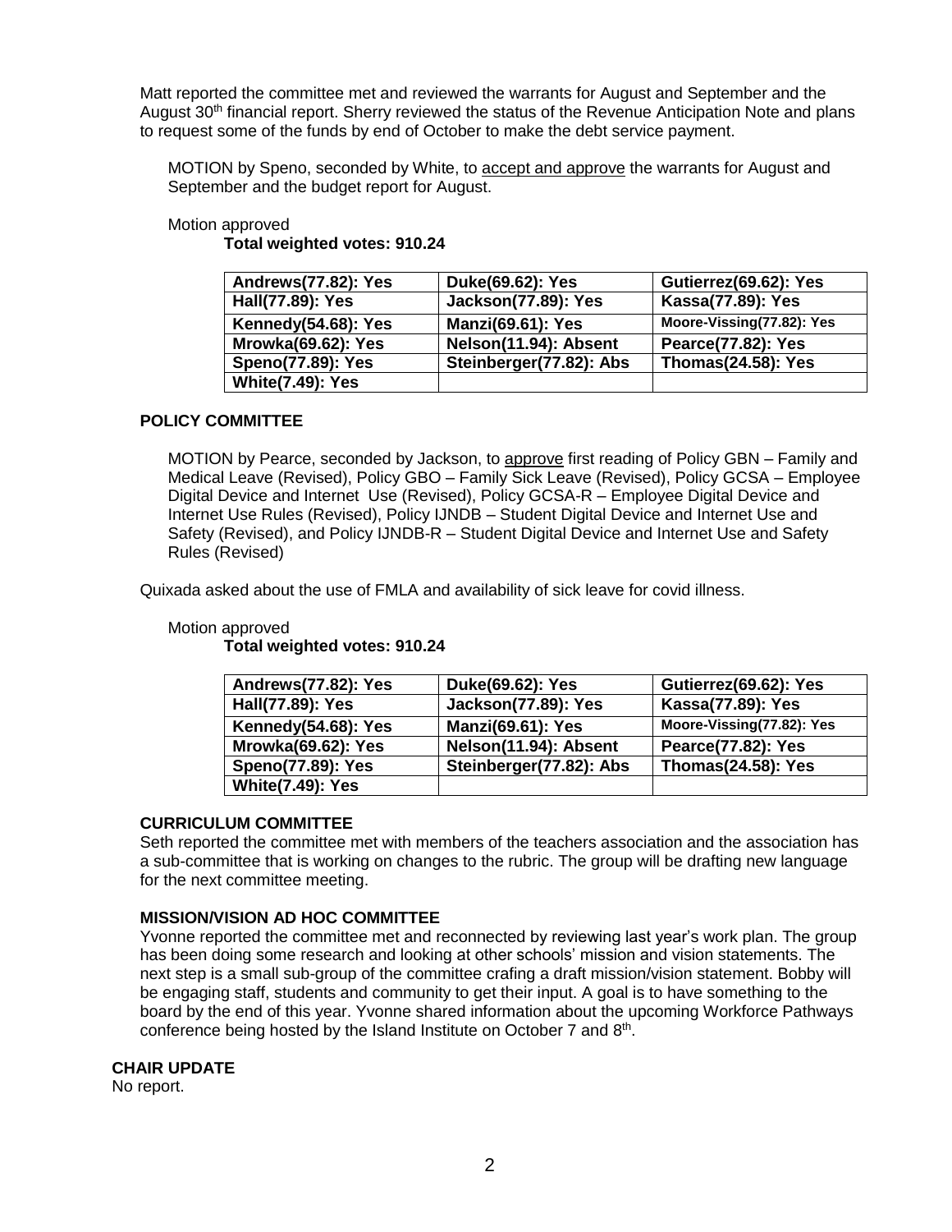Matt reported the committee met and reviewed the warrants for August and September and the August 30th financial report. Sherry reviewed the status of the Revenue Anticipation Note and plans to request some of the funds by end of October to make the debt service payment.

MOTION by Speno, seconded by White, to accept and approve the warrants for August and September and the budget report for August.

Motion approved

**Total weighted votes: 910.24**

| **Andrews(77.82): Yes** | **Duke(69.62): Yes** | **Gutierrez(69.62): Yes** |
|---|---|---|
| **Hall(77.89): Yes** | **Jackson(77.89): Yes** | **Kassa(77.89): Yes** |
| **Kennedy(54.68): Yes** | **Manzi(69.61): Yes** | **Moore-Vissing(77.82): Yes** |
| **Mrowka(69.62): Yes** | **Nelson(11.94): Absent** | **Pearce(77.82): Yes** |
| **Speno(77.89): Yes** | **Steinberger(77.82): Abs** | **Thomas(24.58): Yes** |
| **White(7.49): Yes** | | |

## POLICY COMMITTEE

MOTION by Pearce, seconded by Jackson, to approve first reading of Policy GBN – Family and Medical Leave (Revised), Policy GBO – Family Sick Leave (Revised), Policy GCSA – Employee Digital Device and Internet Use (Revised), Policy GCSA-R – Employee Digital Device and Internet Use Rules (Revised), Policy IJNDB – Student Digital Device and Internet Use and Safety (Revised), and Policy IJNDB-R – Student Digital Device and Internet Use and Safety Rules (Revised)

Quixada asked about the use of FMLA and availability of sick leave for covid illness.

Motion approved

**Total weighted votes: 910.24**

| **Andrews(77.82): Yes** | **Duke(69.62): Yes** | **Gutierrez(69.62): Yes** |
|---|---|---|
| **Hall(77.89): Yes** | **Jackson(77.89): Yes** | **Kassa(77.89): Yes** |
| **Kennedy(54.68): Yes** | **Manzi(69.61): Yes** | **Moore-Vissing(77.82): Yes** |
| **Mrowka(69.62): Yes** | **Nelson(11.94): Absent** | **Pearce(77.82): Yes** |
| **Speno(77.89): Yes** | **Steinberger(77.82): Abs** | **Thomas(24.58): Yes** |
| **White(7.49): Yes** | | |

## CURRICULUM COMMITTEE

Seth reported the committee met with members of the teachers association and the association has a sub-committee that is working on changes to the rubric. The group will be drafting new language for the next committee meeting.

## MISSION/VISION AD HOC COMMITTEE

Yvonne reported the committee met and reconnected by reviewing last year's work plan. The group has been doing some research and looking at other schools' mission and vision statements. The next step is a small sub-group of the committee crafing a draft mission/vision statement. Bobby will be engaging staff, students and community to get their input. A goal is to have something to the board by the end of this year. Yvonne shared information about the upcoming Workforce Pathways conference being hosted by the Island Institute on October 7 and 8th.

## CHAIR UPDATE

No report.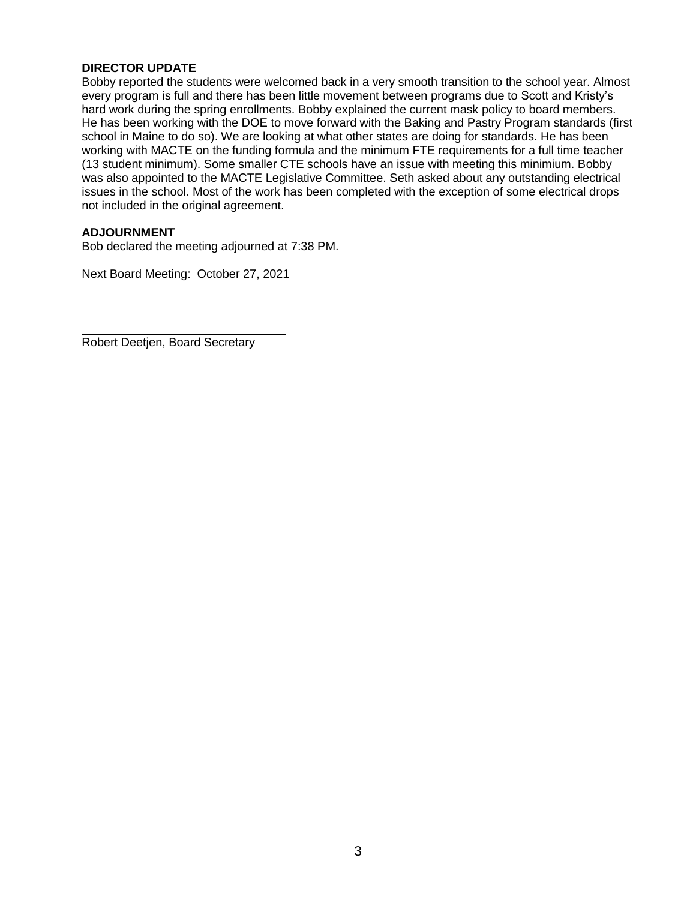**DIRECTOR UPDATE**
Bobby reported the students were welcomed back in a very smooth transition to the school year. Almost every program is full and there has been little movement between programs due to Scott and Kristy's hard work during the spring enrollments. Bobby explained the current mask policy to board members. He has been working with the DOE to move forward with the Baking and Pastry Program standards (first school in Maine to do so). We are looking at what other states are doing for standards. He has been working with MACTE on the funding formula and the minimum FTE requirements for a full time teacher (13 student minimum). Some smaller CTE schools have an issue with meeting this minimium. Bobby was also appointed to the MACTE Legislative Committee. Seth asked about any outstanding electrical issues in the school. Most of the work has been completed with the exception of some electrical drops not included in the original agreement.

**ADJOURNMENT**
Bob declared the meeting adjourned at 7:38 PM.

Next Board Meeting: October 27, 2021

\_\_\_\_\_\_\_\_\_\_\_\_\_\_\_\_\_\_\_\_\_\_\_\_\_\_\_\_\_\_
Robert Deetjen, Board Secretary